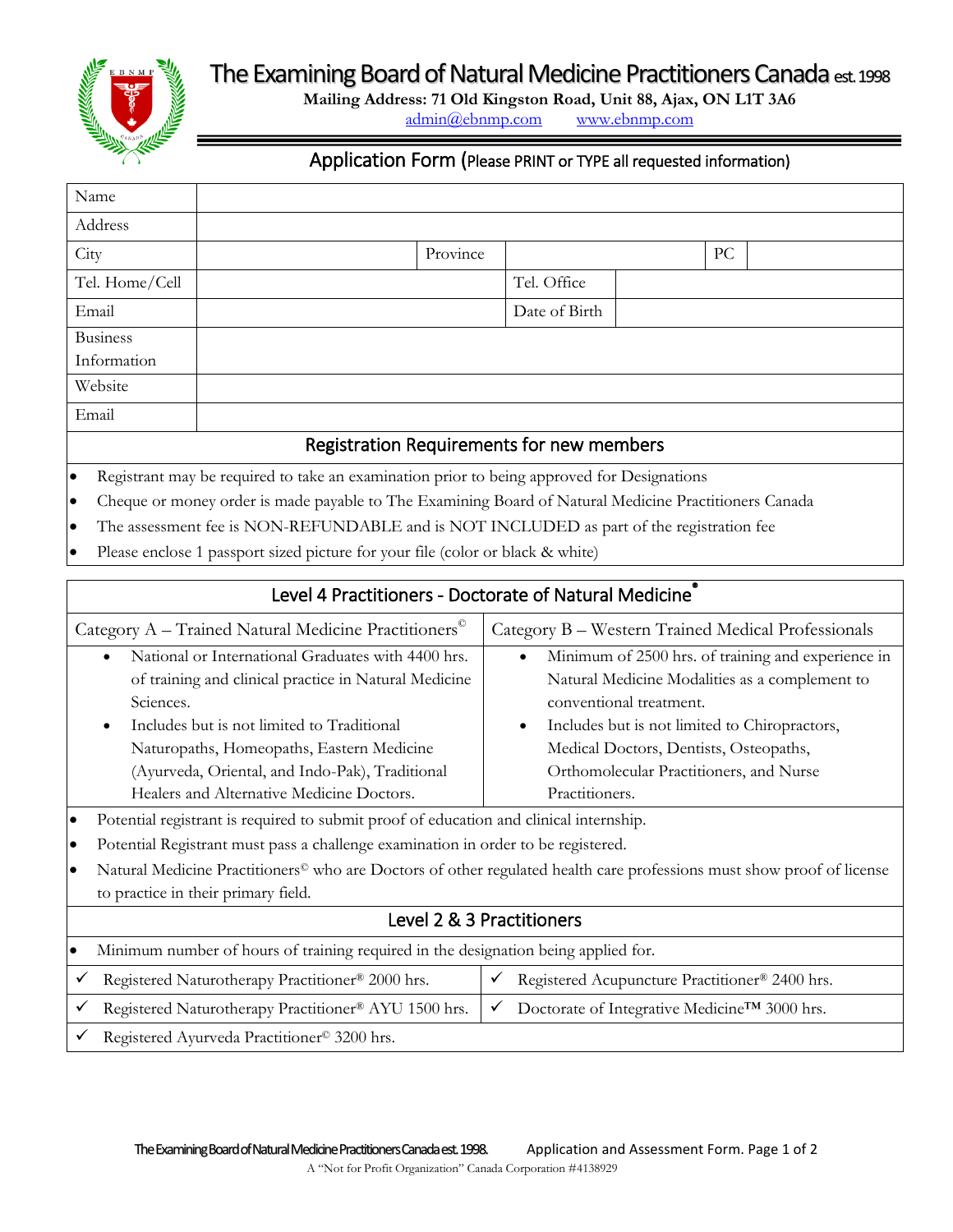# The Examining Board of Natural Medicine Practitioners Canada est. 1998

**Mailing Address: 71 Old Kingston Road, Unit 88, Ajax, ON L1T 3A6**

admin@ebnmp.com www.ebnmp.com

## Application Form (Please PRINT or TYPE all requested information)

| | | | | | |
|---|---|---|---|---|---|
| Name | | | | | |
| Address | | | | | |
| City | | Province | | PC | |
| Tel. Home/Cell | | Tel. Office | | | |
| Email | | Date of Birth | | | |
| Business Information | | | | | |
| Website | | | | | |
| Email | | | | | |

### Registration Requirements for new members

- Registrant may be required to take an examination prior to being approved for Designations
- Cheque or money order is made payable to The Examining Board of Natural Medicine Practitioners Canada
- The assessment fee is NON-REFUNDABLE and is NOT INCLUDED as part of the registration fee
- Please enclose 1 passport sized picture for your file (color or black & white)

### Level 4 Practitioners - Doctorate of Natural Medicine®

| Category A – Trained Natural Medicine Practitioners© | Category B – Western Trained Medical Professionals |
|---|---|
| • National or International Graduates with 4400 hrs. of training and clinical practice in Natural Medicine Sciences.<br>• Includes but is not limited to Traditional Naturopaths, Homeopaths, Eastern Medicine (Ayurveda, Oriental, and Indo-Pak), Traditional Healers and Alternative Medicine Doctors. | • Minimum of 2500 hrs. of training and experience in Natural Medicine Modalities as a complement to conventional treatment.<br>• Includes but is not limited to Chiropractors, Medical Doctors, Dentists, Osteopaths, Orthomolecular Practitioners, and Nurse Practitioners. |

- Potential registrant is required to submit proof of education and clinical internship.
- Potential Registrant must pass a challenge examination in order to be registered.
- Natural Medicine Practitioners© who are Doctors of other regulated health care professions must show proof of license to practice in their primary field.

### Level 2 & 3 Practitioners

- Minimum number of hours of training required in the designation being applied for.

| | |
|---|---|
| ✓ Registered Naturotherapy Practitioner® 2000 hrs. | ✓ Registered Acupuncture Practitioner® 2400 hrs. |
| ✓ Registered Naturotherapy Practitioner® AYU 1500 hrs. | ✓ Doctorate of Integrative Medicine™ 3000 hrs. |
| ✓ Registered Ayurveda Practitioner© 3200 hrs. | |

A "Not for Profit Organization" Canada Corporation #4138929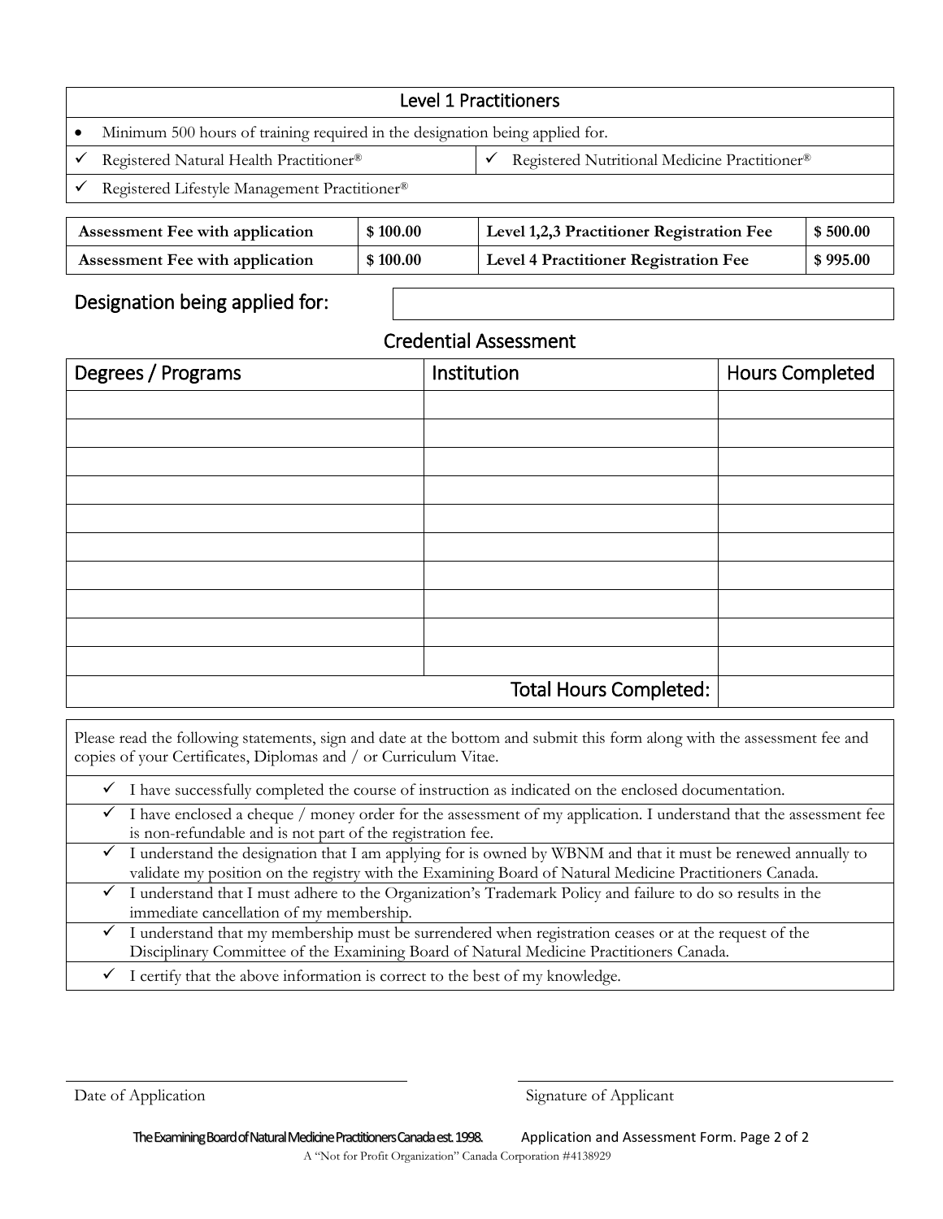## Level 1 Practitioners

- Minimum 500 hours of training required in the designation being applied for.

✓ Registered Natural Health Practitioner®
✓ Registered Nutritional Medicine Practitioner®
✓ Registered Lifestyle Management Practitioner®

| | | | |
|---|---|---|---|
| **Assessment Fee with application** | **$ 100.00** | **Level 1,2,3 Practitioner Registration Fee** | **$ 500.00** |
| **Assessment Fee with application** | **$ 100.00** | **Level 4 Practitioner Registration Fee** | **$ 995.00** |

## Designation being applied for:

## Credential Assessment

| Degrees / Programs | Institution | Hours Completed |
|---|---|---|
| | | |
| | | |
| | | |
| | | |
| | | |
| | | |
| | | |
| | | |
| | | |
| | | |
| | **Total Hours Completed:** | |

Please read the following statements, sign and date at the bottom and submit this form along with the assessment fee and copies of your Certificates, Diplomas and / or Curriculum Vitae.

- ✓ I have successfully completed the course of instruction as indicated on the enclosed documentation.
- ✓ I have enclosed a cheque / money order for the assessment of my application. I understand that the assessment fee is non-refundable and is not part of the registration fee.
- ✓ I understand the designation that I am applying for is owned by WBNM and that it must be renewed annually to validate my position on the registry with the Examining Board of Natural Medicine Practitioners Canada.
- ✓ I understand that I must adhere to the Organization's Trademark Policy and failure to do so results in the immediate cancellation of my membership.
- ✓ I understand that my membership must be surrendered when registration ceases or at the request of the Disciplinary Committee of the Examining Board of Natural Medicine Practitioners Canada.
- ✓ I certify that the above information is correct to the best of my knowledge.

Date of Application ____________________

Signature of Applicant ____________________

The Examining Board of Natural Medicine Practitioners Canada est. 1998. Application and Assessment Form.

A "Not for Profit Organization" Canada Corporation #4138929